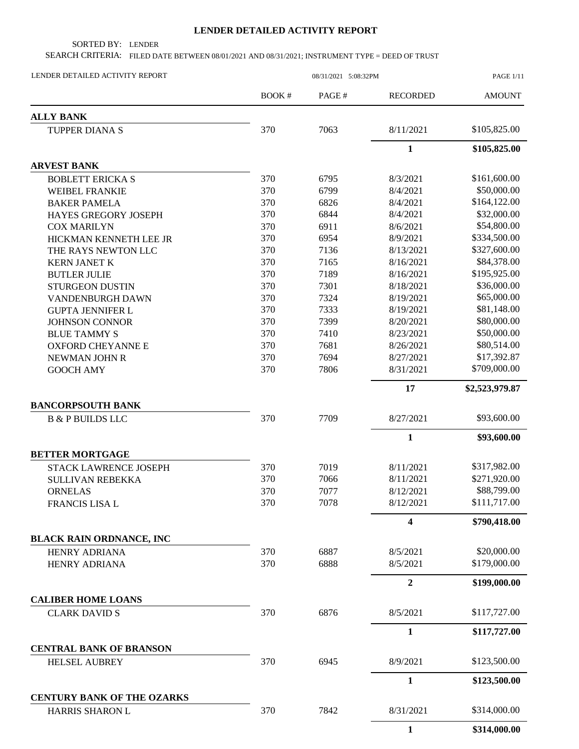# LENDER DETAILED ACTIVITY REPORT

SORTED BY: LENDER

SEARCH CRITERIA: FILED DATE BETWEEN 08/01/2021 AND 08/31/2021; INSTRUMENT TYPE = DEED OF TRUST

LENDER DETAILED ACTIVITY REPORT 08/31/2021 5:08:32PM

| | BOOK # | PAGE # | RECORDED | AMOUNT |
|---|---|---|---|---|
| **ALLY BANK** | | | | |
| TUPPER DIANA S | 370 | 7063 | 8/11/2021 | $105,825.00 |
| | | | **1** | **$105,825.00** |
| **ARVEST BANK** | | | | |
| BOBLETT ERICKA S | 370 | 6795 | 8/3/2021 | $161,600.00 |
| WEIBEL FRANKIE | 370 | 6799 | 8/4/2021 | $50,000.00 |
| BAKER PAMELA | 370 | 6826 | 8/4/2021 | $164,122.00 |
| HAYES GREGORY JOSEPH | 370 | 6844 | 8/4/2021 | $32,000.00 |
| COX MARILYN | 370 | 6911 | 8/6/2021 | $54,800.00 |
| HICKMAN KENNETH LEE JR | 370 | 6954 | 8/9/2021 | $334,500.00 |
| THE RAYS NEWTON LLC | 370 | 7136 | 8/13/2021 | $327,600.00 |
| KERN JANET K | 370 | 7165 | 8/16/2021 | $84,378.00 |
| BUTLER JULIE | 370 | 7189 | 8/16/2021 | $195,925.00 |
| STURGEON DUSTIN | 370 | 7301 | 8/18/2021 | $36,000.00 |
| VANDENBURGH DAWN | 370 | 7324 | 8/19/2021 | $65,000.00 |
| GUPTA JENNIFER L | 370 | 7333 | 8/19/2021 | $81,148.00 |
| JOHNSON CONNOR | 370 | 7399 | 8/20/2021 | $80,000.00 |
| BLUE TAMMY S | 370 | 7410 | 8/23/2021 | $50,000.00 |
| OXFORD CHEYANNE E | 370 | 7681 | 8/26/2021 | $80,514.00 |
| NEWMAN JOHN R | 370 | 7694 | 8/27/2021 | $17,392.87 |
| GOOCH AMY | 370 | 7806 | 8/31/2021 | $709,000.00 |
| | | | **17** | **$2,523,979.87** |
| **BANCORPSOUTH BANK** | | | | |
| B & P BUILDS LLC | 370 | 7709 | 8/27/2021 | $93,600.00 |
| | | | **1** | **$93,600.00** |
| **BETTER MORTGAGE** | | | | |
| STACK LAWRENCE JOSEPH | 370 | 7019 | 8/11/2021 | $317,982.00 |
| SULLIVAN REBEKKA | 370 | 7066 | 8/11/2021 | $271,920.00 |
| ORNELAS | 370 | 7077 | 8/12/2021 | $88,799.00 |
| FRANCIS LISA L | 370 | 7078 | 8/12/2021 | $111,717.00 |
| | | | **4** | **$790,418.00** |
| **BLACK RAIN ORDNANCE, INC** | | | | |
| HENRY ADRIANA | 370 | 6887 | 8/5/2021 | $20,000.00 |
| HENRY ADRIANA | 370 | 6888 | 8/5/2021 | $179,000.00 |
| | | | **2** | **$199,000.00** |
| **CALIBER HOME LOANS** | | | | |
| CLARK DAVID S | 370 | 6876 | 8/5/2021 | $117,727.00 |
| | | | **1** | **$117,727.00** |
| **CENTRAL BANK OF BRANSON** | | | | |
| HELSEL AUBREY | 370 | 6945 | 8/9/2021 | $123,500.00 |
| | | | **1** | **$123,500.00** |
| **CENTURY BANK OF THE OZARKS** | | | | |
| HARRIS SHARON L | 370 | 7842 | 8/31/2021 | $314,000.00 |
| | | | **1** | **$314,000.00** |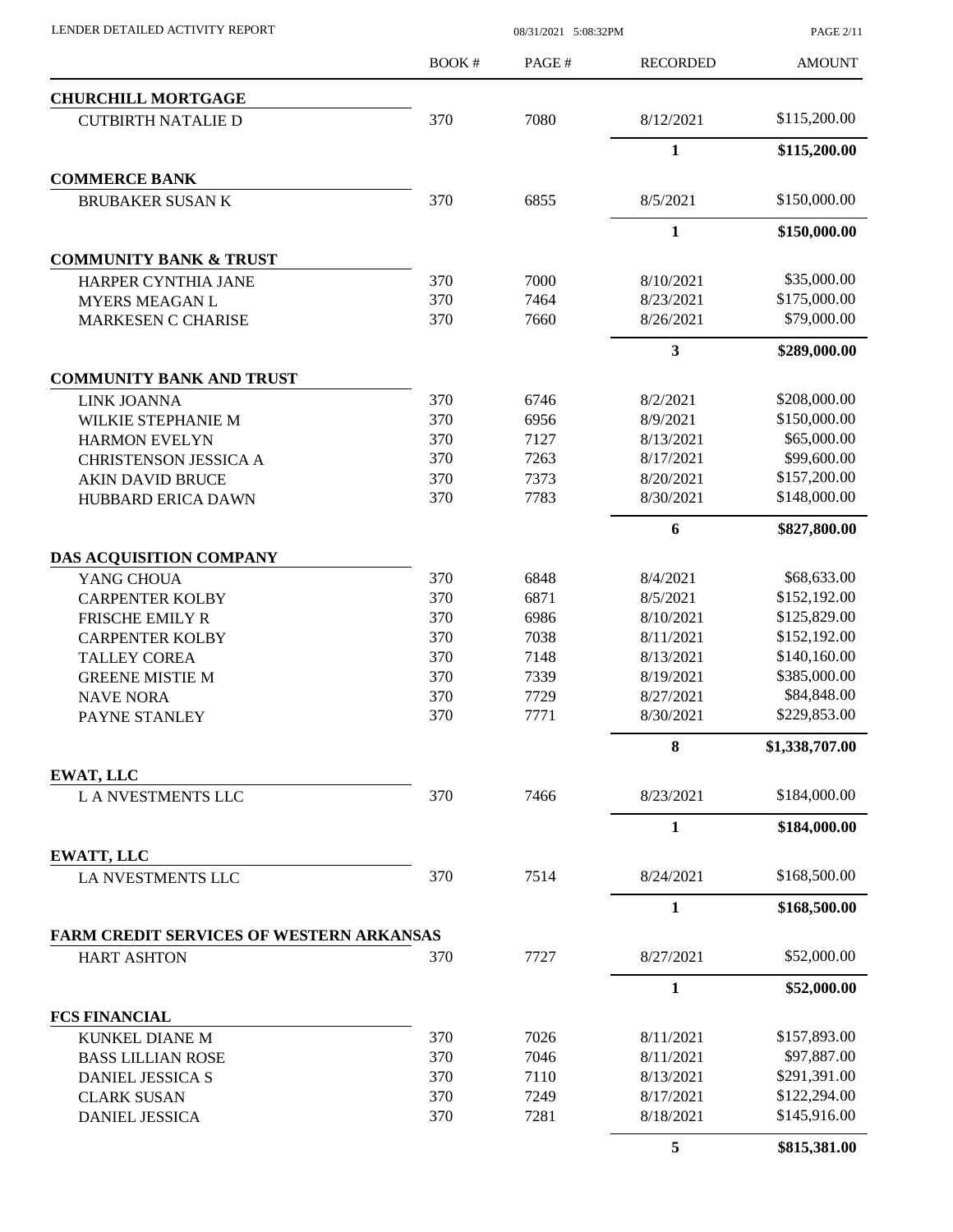LENDER DETAILED ACTIVITY REPORT

| | BOOK # | PAGE # | RECORDED | AMOUNT |
|---|---|---|---|---|
| **CHURCHILL MORTGAGE** | | | | |
| CUTBIRTH NATALIE D | 370 | 7080 | 8/12/2021 | \$115,200.00 |
| | | | **1** | **\$115,200.00** |
| **COMMERCE BANK** | | | | |
| BRUBAKER SUSAN K | 370 | 6855 | 8/5/2021 | \$150,000.00 |
| | | | **1** | **\$150,000.00** |
| **COMMUNITY BANK & TRUST** | | | | |
| HARPER CYNTHIA JANE | 370 | 7000 | 8/10/2021 | \$35,000.00 |
| MYERS MEAGAN L | 370 | 7464 | 8/23/2021 | \$175,000.00 |
| MARKESEN C CHARISE | 370 | 7660 | 8/26/2021 | \$79,000.00 |
| | | | **3** | **\$289,000.00** |
| **COMMUNITY BANK AND TRUST** | | | | |
| LINK JOANNA | 370 | 6746 | 8/2/2021 | \$208,000.00 |
| WILKIE STEPHANIE M | 370 | 6956 | 8/9/2021 | \$150,000.00 |
| HARMON EVELYN | 370 | 7127 | 8/13/2021 | \$65,000.00 |
| CHRISTENSON JESSICA A | 370 | 7263 | 8/17/2021 | \$99,600.00 |
| AKIN DAVID BRUCE | 370 | 7373 | 8/20/2021 | \$157,200.00 |
| HUBBARD ERICA DAWN | 370 | 7783 | 8/30/2021 | \$148,000.00 |
| | | | **6** | **\$827,800.00** |
| **DAS ACQUISITION COMPANY** | | | | |
| YANG CHOUA | 370 | 6848 | 8/4/2021 | \$68,633.00 |
| CARPENTER KOLBY | 370 | 6871 | 8/5/2021 | \$152,192.00 |
| FRISCHE EMILY R | 370 | 6986 | 8/10/2021 | \$125,829.00 |
| CARPENTER KOLBY | 370 | 7038 | 8/11/2021 | \$152,192.00 |
| TALLEY COREA | 370 | 7148 | 8/13/2021 | \$140,160.00 |
| GREENE MISTIE M | 370 | 7339 | 8/19/2021 | \$385,000.00 |
| NAVE NORA | 370 | 7729 | 8/27/2021 | \$84,848.00 |
| PAYNE STANLEY | 370 | 7771 | 8/30/2021 | \$229,853.00 |
| | | | **8** | **\$1,338,707.00** |
| **EWAT, LLC** | | | | |
| L A NVESTMENTS LLC | 370 | 7466 | 8/23/2021 | \$184,000.00 |
| | | | **1** | **\$184,000.00** |
| **EWATT, LLC** | | | | |
| LA NVESTMENTS LLC | 370 | 7514 | 8/24/2021 | \$168,500.00 |
| | | | **1** | **\$168,500.00** |
| **FARM CREDIT SERVICES OF WESTERN ARKANSAS** | | | | |
| HART ASHTON | 370 | 7727 | 8/27/2021 | \$52,000.00 |
| | | | **1** | **\$52,000.00** |
| **FCS FINANCIAL** | | | | |
| KUNKEL DIANE M | 370 | 7026 | 8/11/2021 | \$157,893.00 |
| BASS LILLIAN ROSE | 370 | 7046 | 8/11/2021 | \$97,887.00 |
| DANIEL JESSICA S | 370 | 7110 | 8/13/2021 | \$291,391.00 |
| CLARK SUSAN | 370 | 7249 | 8/17/2021 | \$122,294.00 |
| DANIEL JESSICA | 370 | 7281 | 8/18/2021 | \$145,916.00 |
| | | | **5** | **\$815,381.00** |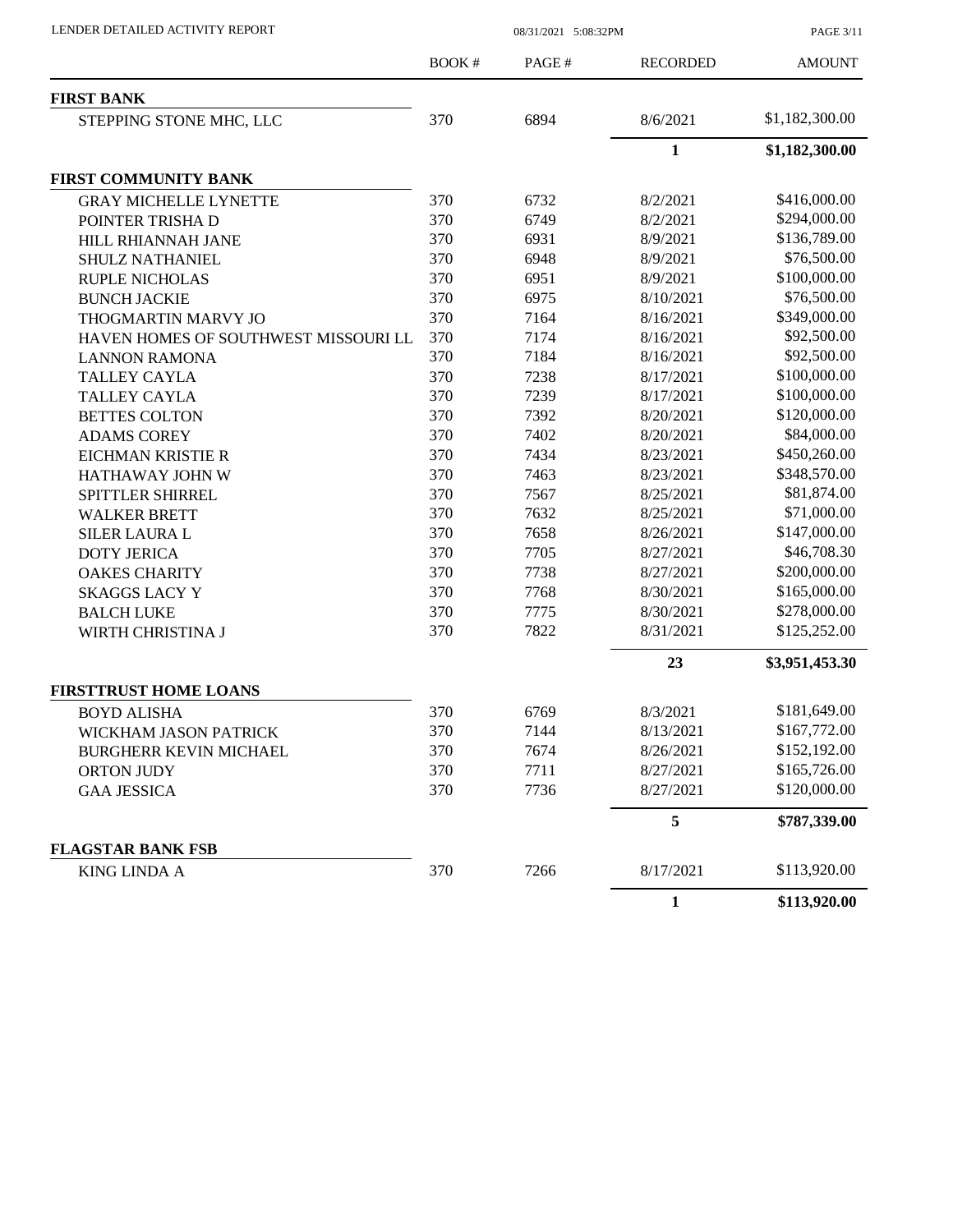| | BOOK # | PAGE # | RECORDED | AMOUNT |
|---|---|---|---|---|
| **FIRST BANK** | | | | |
| STEPPING STONE MHC, LLC | 370 | 6894 | 8/6/2021 | $1,182,300.00 |
| | | | **1** | **$1,182,300.00** |
| **FIRST COMMUNITY BANK** | | | | |
| GRAY MICHELLE LYNETTE | 370 | 6732 | 8/2/2021 | $416,000.00 |
| POINTER TRISHA D | 370 | 6749 | 8/2/2021 | $294,000.00 |
| HILL RHIANNAH JANE | 370 | 6931 | 8/9/2021 | $136,789.00 |
| SHULZ NATHANIEL | 370 | 6948 | 8/9/2021 | $76,500.00 |
| RUPLE NICHOLAS | 370 | 6951 | 8/9/2021 | $100,000.00 |
| BUNCH JACKIE | 370 | 6975 | 8/10/2021 | $76,500.00 |
| THOGMARTIN MARVY JO | 370 | 7164 | 8/16/2021 | $349,000.00 |
| HAVEN HOMES OF SOUTHWEST MISSOURI LL | 370 | 7174 | 8/16/2021 | $92,500.00 |
| LANNON RAMONA | 370 | 7184 | 8/16/2021 | $92,500.00 |
| TALLEY CAYLA | 370 | 7238 | 8/17/2021 | $100,000.00 |
| TALLEY CAYLA | 370 | 7239 | 8/17/2021 | $100,000.00 |
| BETTES COLTON | 370 | 7392 | 8/20/2021 | $120,000.00 |
| ADAMS COREY | 370 | 7402 | 8/20/2021 | $84,000.00 |
| EICHMAN KRISTIE R | 370 | 7434 | 8/23/2021 | $450,260.00 |
| HATHAWAY JOHN W | 370 | 7463 | 8/23/2021 | $348,570.00 |
| SPITTLER SHIRREL | 370 | 7567 | 8/25/2021 | $81,874.00 |
| WALKER BRETT | 370 | 7632 | 8/25/2021 | $71,000.00 |
| SILER LAURA L | 370 | 7658 | 8/26/2021 | $147,000.00 |
| DOTY JERICA | 370 | 7705 | 8/27/2021 | $46,708.30 |
| OAKES CHARITY | 370 | 7738 | 8/27/2021 | $200,000.00 |
| SKAGGS LACY Y | 370 | 7768 | 8/30/2021 | $165,000.00 |
| BALCH LUKE | 370 | 7775 | 8/30/2021 | $278,000.00 |
| WIRTH CHRISTINA J | 370 | 7822 | 8/31/2021 | $125,252.00 |
| | | | **23** | **$3,951,453.30** |
| **FIRSTTRUST HOME LOANS** | | | | |
| BOYD ALISHA | 370 | 6769 | 8/3/2021 | $181,649.00 |
| WICKHAM JASON PATRICK | 370 | 7144 | 8/13/2021 | $167,772.00 |
| BURGHERR KEVIN MICHAEL | 370 | 7674 | 8/26/2021 | $152,192.00 |
| ORTON JUDY | 370 | 7711 | 8/27/2021 | $165,726.00 |
| GAA JESSICA | 370 | 7736 | 8/27/2021 | $120,000.00 |
| | | | **5** | **$787,339.00** |
| **FLAGSTAR BANK FSB** | | | | |
| KING LINDA A | 370 | 7266 | 8/17/2021 | $113,920.00 |
| | | | **1** | **$113,920.00** |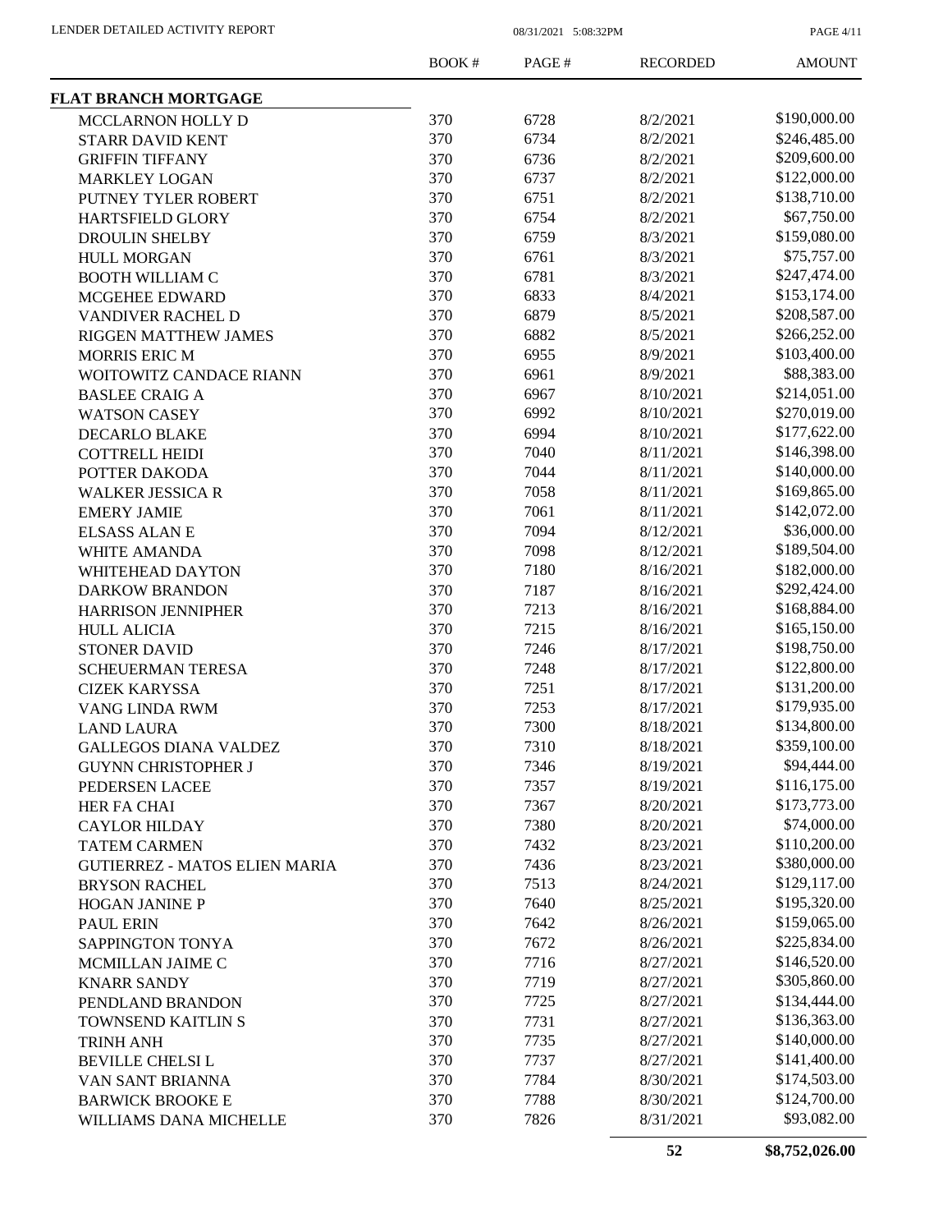| | BOOK # | PAGE # | RECORDED | AMOUNT |
|---|---|---|---|---|
| **FLAT BRANCH MORTGAGE** | | | | |
| MCCLARNON HOLLY D | 370 | 6728 | 8/2/2021 | \$190,000.00 |
| STARR DAVID KENT | 370 | 6734 | 8/2/2021 | \$246,485.00 |
| GRIFFIN TIFFANY | 370 | 6736 | 8/2/2021 | \$209,600.00 |
| MARKLEY LOGAN | 370 | 6737 | 8/2/2021 | \$122,000.00 |
| PUTNEY TYLER ROBERT | 370 | 6751 | 8/2/2021 | \$138,710.00 |
| HARTSFIELD GLORY | 370 | 6754 | 8/2/2021 | \$67,750.00 |
| DROULIN SHELBY | 370 | 6759 | 8/3/2021 | \$159,080.00 |
| HULL MORGAN | 370 | 6761 | 8/3/2021 | \$75,757.00 |
| BOOTH WILLIAM C | 370 | 6781 | 8/3/2021 | \$247,474.00 |
| MCGEHEE EDWARD | 370 | 6833 | 8/4/2021 | \$153,174.00 |
| VANDIVER RACHEL D | 370 | 6879 | 8/5/2021 | \$208,587.00 |
| RIGGEN MATTHEW JAMES | 370 | 6882 | 8/5/2021 | \$266,252.00 |
| MORRIS ERIC M | 370 | 6955 | 8/9/2021 | \$103,400.00 |
| WOITOWITZ CANDACE RIANN | 370 | 6961 | 8/9/2021 | \$88,383.00 |
| BASLEE CRAIG A | 370 | 6967 | 8/10/2021 | \$214,051.00 |
| WATSON CASEY | 370 | 6992 | 8/10/2021 | \$270,019.00 |
| DECARLO BLAKE | 370 | 6994 | 8/10/2021 | \$177,622.00 |
| COTTRELL HEIDI | 370 | 7040 | 8/11/2021 | \$146,398.00 |
| POTTER DAKODA | 370 | 7044 | 8/11/2021 | \$140,000.00 |
| WALKER JESSICA R | 370 | 7058 | 8/11/2021 | \$169,865.00 |
| EMERY JAMIE | 370 | 7061 | 8/11/2021 | \$142,072.00 |
| ELSASS ALAN E | 370 | 7094 | 8/12/2021 | \$36,000.00 |
| WHITE AMANDA | 370 | 7098 | 8/12/2021 | \$189,504.00 |
| WHITEHEAD DAYTON | 370 | 7180 | 8/16/2021 | \$182,000.00 |
| DARKOW BRANDON | 370 | 7187 | 8/16/2021 | \$292,424.00 |
| HARRISON JENNIPHER | 370 | 7213 | 8/16/2021 | \$168,884.00 |
| HULL ALICIA | 370 | 7215 | 8/16/2021 | \$165,150.00 |
| STONER DAVID | 370 | 7246 | 8/17/2021 | \$198,750.00 |
| SCHEUERMAN TERESA | 370 | 7248 | 8/17/2021 | \$122,800.00 |
| CIZEK KARYSSA | 370 | 7251 | 8/17/2021 | \$131,200.00 |
| VANG LINDA RWM | 370 | 7253 | 8/17/2021 | \$179,935.00 |
| LAND LAURA | 370 | 7300 | 8/18/2021 | \$134,800.00 |
| GALLEGOS DIANA VALDEZ | 370 | 7310 | 8/18/2021 | \$359,100.00 |
| GUYNN CHRISTOPHER J | 370 | 7346 | 8/19/2021 | \$94,444.00 |
| PEDERSEN LACEE | 370 | 7357 | 8/19/2021 | \$116,175.00 |
| HER FA CHAI | 370 | 7367 | 8/20/2021 | \$173,773.00 |
| CAYLOR HILDAY | 370 | 7380 | 8/20/2021 | \$74,000.00 |
| TATEM CARMEN | 370 | 7432 | 8/23/2021 | \$110,200.00 |
| GUTIERREZ - MATOS ELIEN MARIA | 370 | 7436 | 8/23/2021 | \$380,000.00 |
| BRYSON RACHEL | 370 | 7513 | 8/24/2021 | \$129,117.00 |
| HOGAN JANINE P | 370 | 7640 | 8/25/2021 | \$195,320.00 |
| PAUL ERIN | 370 | 7642 | 8/26/2021 | \$159,065.00 |
| SAPPINGTON TONYA | 370 | 7672 | 8/26/2021 | \$225,834.00 |
| MCMILLAN JAIME C | 370 | 7716 | 8/27/2021 | \$146,520.00 |
| KNARR SANDY | 370 | 7719 | 8/27/2021 | \$305,860.00 |
| PENDLAND BRANDON | 370 | 7725 | 8/27/2021 | \$134,444.00 |
| TOWNSEND KAITLIN S | 370 | 7731 | 8/27/2021 | \$136,363.00 |
| TRINH ANH | 370 | 7735 | 8/27/2021 | \$140,000.00 |
| BEVILLE CHELSI L | 370 | 7737 | 8/27/2021 | \$141,400.00 |
| VAN SANT BRIANNA | 370 | 7784 | 8/30/2021 | \$174,503.00 |
| BARWICK BROOKE E | 370 | 7788 | 8/30/2021 | \$124,700.00 |
| WILLIAMS DANA MICHELLE | 370 | 7826 | 8/31/2021 | \$93,082.00 |
| | | | **52** | **\$8,752,026.00** |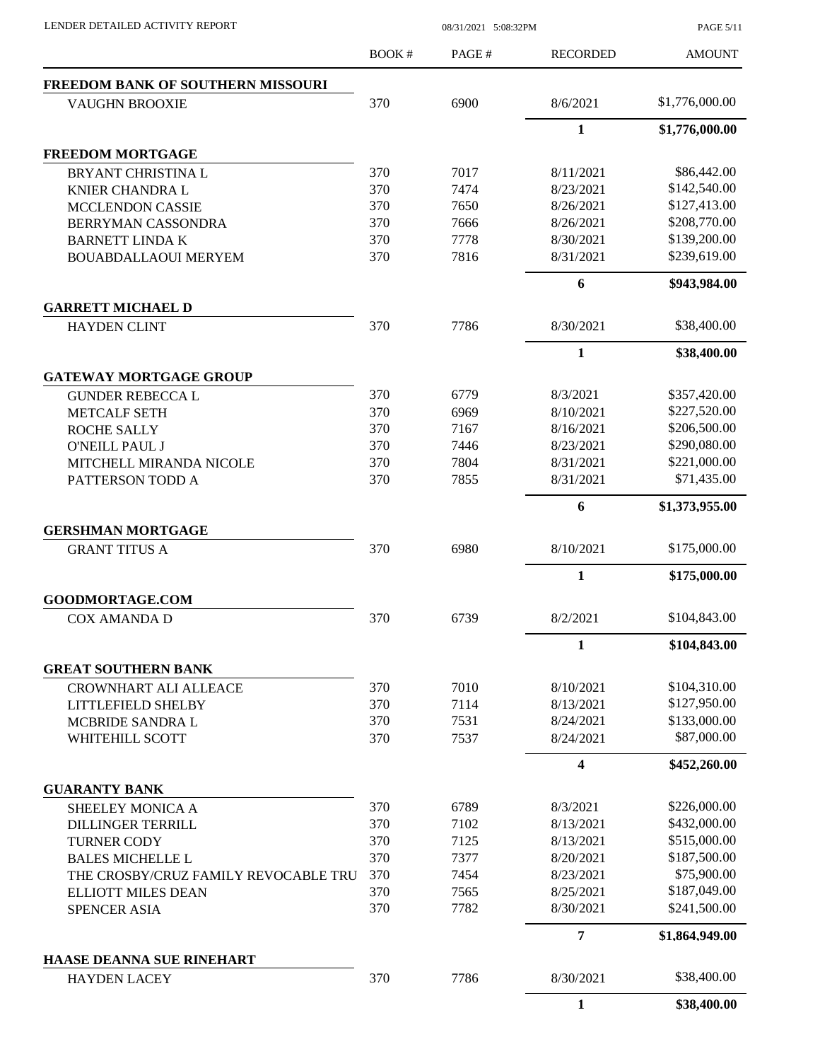| | BOOK # | PAGE # | RECORDED | AMOUNT |
|---|---|---|---|---|
| **FREEDOM BANK OF SOUTHERN MISSOURI** | | | | |
| VAUGHN BROOXIE | 370 | 6900 | 8/6/2021 | $1,776,000.00 |
| | | | **1** | **$1,776,000.00** |
| **FREEDOM MORTGAGE** | | | | |
| BRYANT CHRISTINA L | 370 | 7017 | 8/11/2021 | $86,442.00 |
| KNIER CHANDRA L | 370 | 7474 | 8/23/2021 | $142,540.00 |
| MCCLENDON CASSIE | 370 | 7650 | 8/26/2021 | $127,413.00 |
| BERRYMAN CASSONDRA | 370 | 7666 | 8/26/2021 | $208,770.00 |
| BARNETT LINDA K | 370 | 7778 | 8/30/2021 | $139,200.00 |
| BOUABDALLAOUI MERYEM | 370 | 7816 | 8/31/2021 | $239,619.00 |
| | | | **6** | **$943,984.00** |
| **GARRETT MICHAEL D** | | | | |
| HAYDEN CLINT | 370 | 7786 | 8/30/2021 | $38,400.00 |
| | | | **1** | **$38,400.00** |
| **GATEWAY MORTGAGE GROUP** | | | | |
| GUNDER REBECCA L | 370 | 6779 | 8/3/2021 | $357,420.00 |
| METCALF SETH | 370 | 6969 | 8/10/2021 | $227,520.00 |
| ROCHE SALLY | 370 | 7167 | 8/16/2021 | $206,500.00 |
| O'NEILL PAUL J | 370 | 7446 | 8/23/2021 | $290,080.00 |
| MITCHELL MIRANDA NICOLE | 370 | 7804 | 8/31/2021 | $221,000.00 |
| PATTERSON TODD A | 370 | 7855 | 8/31/2021 | $71,435.00 |
| | | | **6** | **$1,373,955.00** |
| **GERSHMAN MORTGAGE** | | | | |
| GRANT TITUS A | 370 | 6980 | 8/10/2021 | $175,000.00 |
| | | | **1** | **$175,000.00** |
| **GOODMORTAGE.COM** | | | | |
| COX AMANDA D | 370 | 6739 | 8/2/2021 | $104,843.00 |
| | | | **1** | **$104,843.00** |
| **GREAT SOUTHERN BANK** | | | | |
| CROWNHART ALI ALLEACE | 370 | 7010 | 8/10/2021 | $104,310.00 |
| LITTLEFIELD SHELBY | 370 | 7114 | 8/13/2021 | $127,950.00 |
| MCBRIDE SANDRA L | 370 | 7531 | 8/24/2021 | $133,000.00 |
| WHITEHILL SCOTT | 370 | 7537 | 8/24/2021 | $87,000.00 |
| | | | **4** | **$452,260.00** |
| **GUARANTY BANK** | | | | |
| SHEELEY MONICA A | 370 | 6789 | 8/3/2021 | $226,000.00 |
| DILLINGER TERRILL | 370 | 7102 | 8/13/2021 | $432,000.00 |
| TURNER CODY | 370 | 7125 | 8/13/2021 | $515,000.00 |
| BALES MICHELLE L | 370 | 7377 | 8/20/2021 | $187,500.00 |
| THE CROSBY/CRUZ FAMILY REVOCABLE TRU | 370 | 7454 | 8/23/2021 | $75,900.00 |
| ELLIOTT MILES DEAN | 370 | 7565 | 8/25/2021 | $187,049.00 |
| SPENCER ASIA | 370 | 7782 | 8/30/2021 | $241,500.00 |
| | | | **7** | **$1,864,949.00** |
| **HAASE DEANNA SUE RINEHART** | | | | |
| HAYDEN LACEY | 370 | 7786 | 8/30/2021 | $38,400.00 |
| | | | **1** | **$38,400.00** |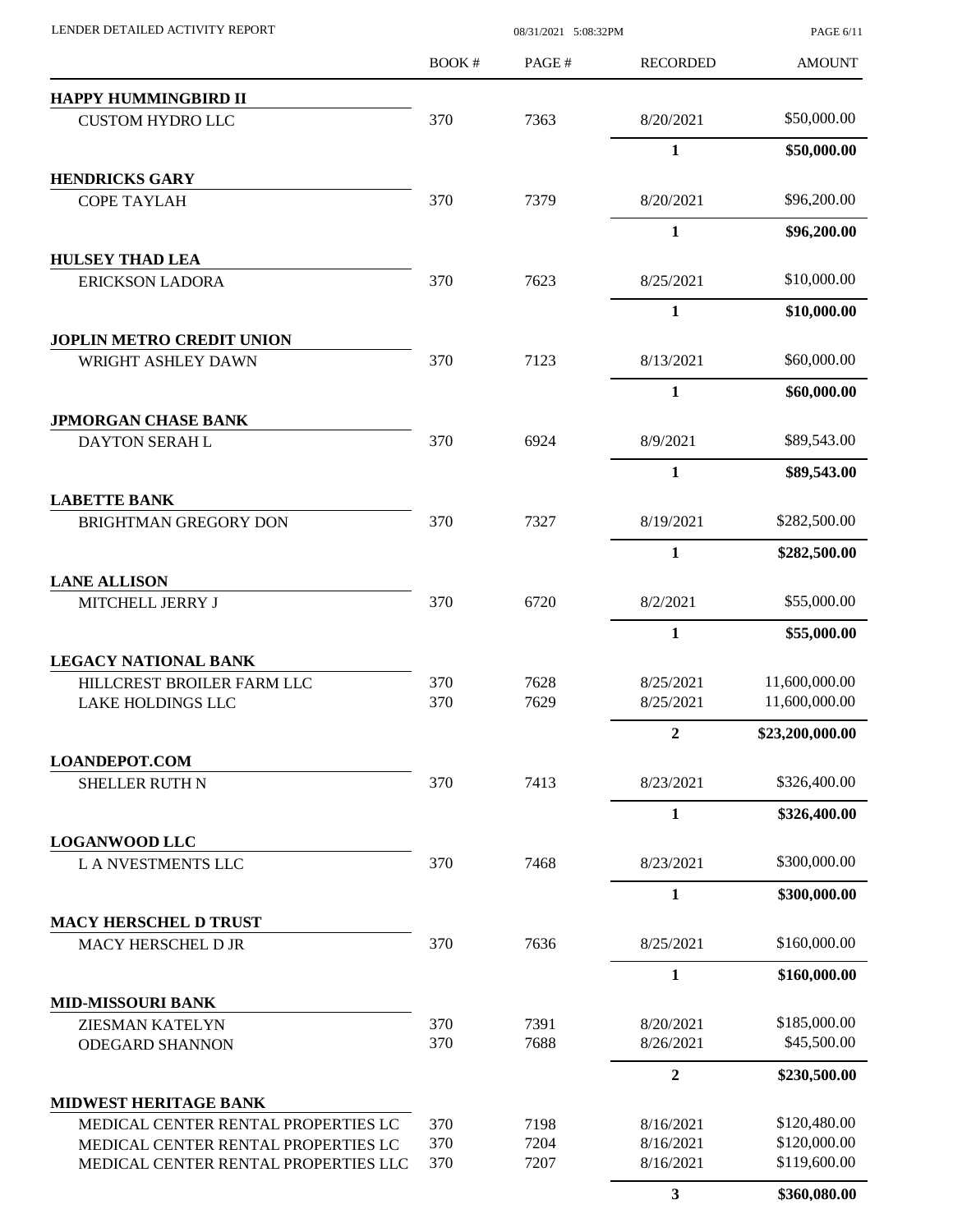LENDER DETAILED ACTIVITY REPORT 08/31/2021 5:08:32PM

| | BOOK # | PAGE # | RECORDED | AMOUNT |
|---|---|---|---|---|
| **HAPPY HUMMINGBIRD II** | | | | |
| CUSTOM HYDRO LLC | 370 | 7363 | 8/20/2021 | \$50,000.00 |
| | | | **1** | **\$50,000.00** |
| **HENDRICKS GARY** | | | | |
| COPE TAYLAH | 370 | 7379 | 8/20/2021 | \$96,200.00 |
| | | | **1** | **\$96,200.00** |
| **HULSEY THAD LEA** | | | | |
| ERICKSON LADORA | 370 | 7623 | 8/25/2021 | \$10,000.00 |
| | | | **1** | **\$10,000.00** |
| **JOPLIN METRO CREDIT UNION** | | | | |
| WRIGHT ASHLEY DAWN | 370 | 7123 | 8/13/2021 | \$60,000.00 |
| | | | **1** | **\$60,000.00** |
| **JPMORGAN CHASE BANK** | | | | |
| DAYTON SERAH L | 370 | 6924 | 8/9/2021 | \$89,543.00 |
| | | | **1** | **\$89,543.00** |
| **LABETTE BANK** | | | | |
| BRIGHTMAN GREGORY DON | 370 | 7327 | 8/19/2021 | \$282,500.00 |
| | | | **1** | **\$282,500.00** |
| **LANE ALLISON** | | | | |
| MITCHELL JERRY J | 370 | 6720 | 8/2/2021 | \$55,000.00 |
| | | | **1** | **\$55,000.00** |
| **LEGACY NATIONAL BANK** | | | | |
| HILLCREST BROILER FARM LLC | 370 | 7628 | 8/25/2021 | 11,600,000.00 |
| LAKE HOLDINGS LLC | 370 | 7629 | 8/25/2021 | 11,600,000.00 |
| | | | **2** | **\$23,200,000.00** |
| **LOANDEPOT.COM** | | | | |
| SHELLER RUTH N | 370 | 7413 | 8/23/2021 | \$326,400.00 |
| | | | **1** | **\$326,400.00** |
| **LOGANWOOD LLC** | | | | |
| L A NVESTMENTS LLC | 370 | 7468 | 8/23/2021 | \$300,000.00 |
| | | | **1** | **\$300,000.00** |
| **MACY HERSCHEL D TRUST** | | | | |
| MACY HERSCHEL D JR | 370 | 7636 | 8/25/2021 | \$160,000.00 |
| | | | **1** | **\$160,000.00** |
| **MID-MISSOURI BANK** | | | | |
| ZIESMAN KATELYN | 370 | 7391 | 8/20/2021 | \$185,000.00 |
| ODEGARD SHANNON | 370 | 7688 | 8/26/2021 | \$45,500.00 |
| | | | **2** | **\$230,500.00** |
| **MIDWEST HERITAGE BANK** | | | | |
| MEDICAL CENTER RENTAL PROPERTIES LC | 370 | 7198 | 8/16/2021 | \$120,480.00 |
| MEDICAL CENTER RENTAL PROPERTIES LC | 370 | 7204 | 8/16/2021 | \$120,000.00 |
| MEDICAL CENTER RENTAL PROPERTIES LLC | 370 | 7207 | 8/16/2021 | \$119,600.00 |
| | | | **3** | **\$360,080.00** |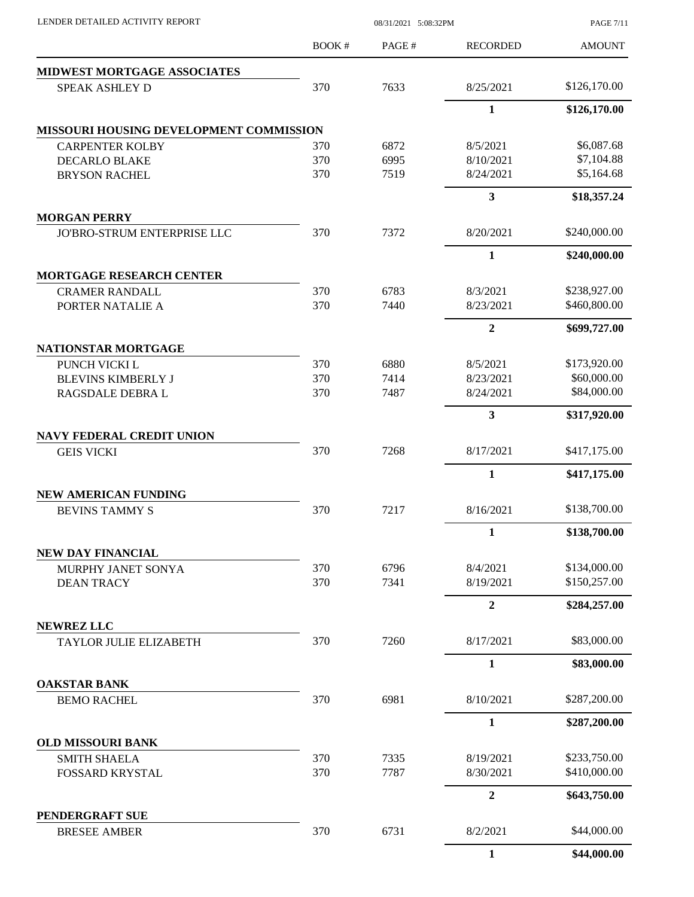LENDER DETAILED ACTIVITY REPORT

08/31/2021 5:08:32PM

| | BOOK # | PAGE # | RECORDED | AMOUNT |
|---|---|---|---|---|
| **MIDWEST MORTGAGE ASSOCIATES** | | | | |
| SPEAK ASHLEY D | 370 | 7633 | 8/25/2021 | \$126,170.00 |
| | | | **1** | **\$126,170.00** |
| **MISSOURI HOUSING DEVELOPMENT COMMISSION** | | | | |
| CARPENTER KOLBY | 370 | 6872 | 8/5/2021 | \$6,087.68 |
| DECARLO BLAKE | 370 | 6995 | 8/10/2021 | \$7,104.88 |
| BRYSON RACHEL | 370 | 7519 | 8/24/2021 | \$5,164.68 |
| | | | **3** | **\$18,357.24** |
| **MORGAN PERRY** | | | | |
| JO'BRO-STRUM ENTERPRISE LLC | 370 | 7372 | 8/20/2021 | \$240,000.00 |
| | | | **1** | **\$240,000.00** |
| **MORTGAGE RESEARCH CENTER** | | | | |
| CRAMER RANDALL | 370 | 6783 | 8/3/2021 | \$238,927.00 |
| PORTER NATALIE A | 370 | 7440 | 8/23/2021 | \$460,800.00 |
| | | | **2** | **\$699,727.00** |
| **NATIONSTAR MORTGAGE** | | | | |
| PUNCH VICKI L | 370 | 6880 | 8/5/2021 | \$173,920.00 |
| BLEVINS KIMBERLY J | 370 | 7414 | 8/23/2021 | \$60,000.00 |
| RAGSDALE DEBRA L | 370 | 7487 | 8/24/2021 | \$84,000.00 |
| | | | **3** | **\$317,920.00** |
| **NAVY FEDERAL CREDIT UNION** | | | | |
| GEIS VICKI | 370 | 7268 | 8/17/2021 | \$417,175.00 |
| | | | **1** | **\$417,175.00** |
| **NEW AMERICAN FUNDING** | | | | |
| BEVINS TAMMY S | 370 | 7217 | 8/16/2021 | \$138,700.00 |
| | | | **1** | **\$138,700.00** |
| **NEW DAY FINANCIAL** | | | | |
| MURPHY JANET SONYA | 370 | 6796 | 8/4/2021 | \$134,000.00 |
| DEAN TRACY | 370 | 7341 | 8/19/2021 | \$150,257.00 |
| | | | **2** | **\$284,257.00** |
| **NEWREZ LLC** | | | | |
| TAYLOR JULIE ELIZABETH | 370 | 7260 | 8/17/2021 | \$83,000.00 |
| | | | **1** | **\$83,000.00** |
| **OAKSTAR BANK** | | | | |
| BEMO RACHEL | 370 | 6981 | 8/10/2021 | \$287,200.00 |
| | | | **1** | **\$287,200.00** |
| **OLD MISSOURI BANK** | | | | |
| SMITH SHAELA | 370 | 7335 | 8/19/2021 | \$233,750.00 |
| FOSSARD KRYSTAL | 370 | 7787 | 8/30/2021 | \$410,000.00 |
| | | | **2** | **\$643,750.00** |
| **PENDERGRAFT SUE** | | | | |
| BRESEE AMBER | 370 | 6731 | 8/2/2021 | \$44,000.00 |
| | | | **1** | **\$44,000.00** |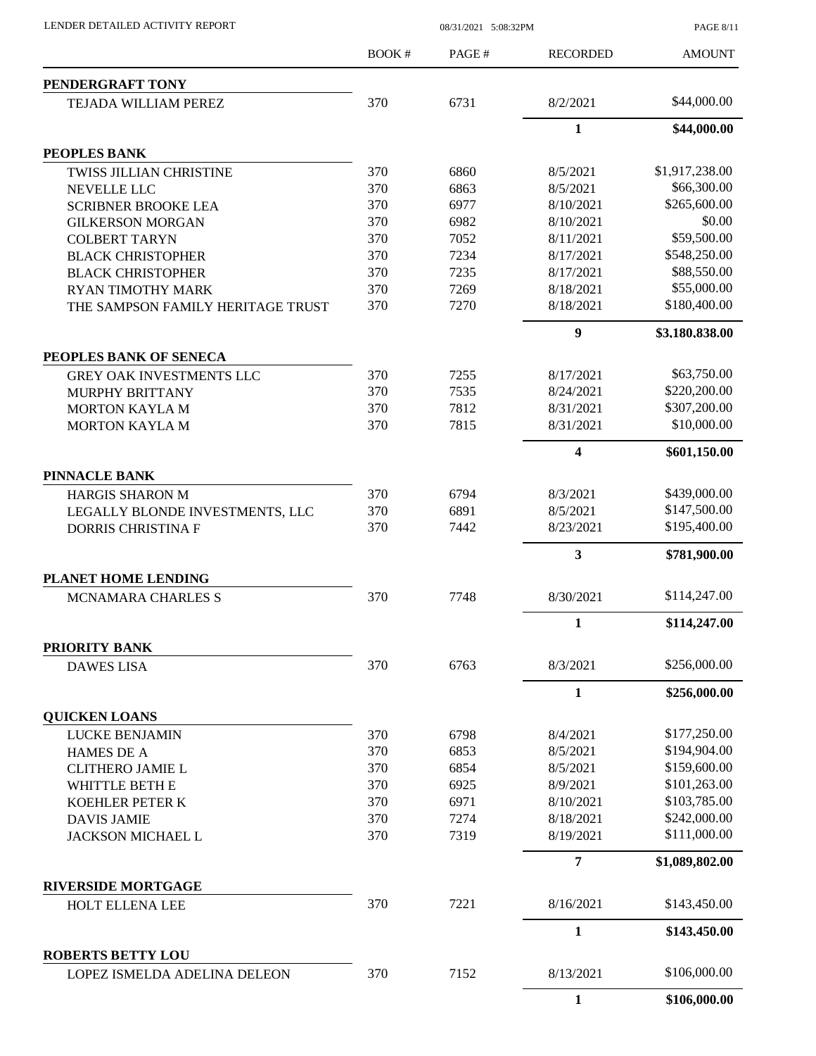| | BOOK # | PAGE # | RECORDED | AMOUNT |
|---|---|---|---|---|
| **PENDERGRAFT TONY** | | | | |
| TEJADA WILLIAM PEREZ | 370 | 6731 | 8/2/2021 | $44,000.00 |
| | | | **1** | **$44,000.00** |
| **PEOPLES BANK** | | | | |
| TWISS JILLIAN CHRISTINE | 370 | 6860 | 8/5/2021 | $1,917,238.00 |
| NEVELLE LLC | 370 | 6863 | 8/5/2021 | $66,300.00 |
| SCRIBNER BROOKE LEA | 370 | 6977 | 8/10/2021 | $265,600.00 |
| GILKERSON MORGAN | 370 | 6982 | 8/10/2021 | $0.00 |
| COLBERT TARYN | 370 | 7052 | 8/11/2021 | $59,500.00 |
| BLACK CHRISTOPHER | 370 | 7234 | 8/17/2021 | $548,250.00 |
| BLACK CHRISTOPHER | 370 | 7235 | 8/17/2021 | $88,550.00 |
| RYAN TIMOTHY MARK | 370 | 7269 | 8/18/2021 | $55,000.00 |
| THE SAMPSON FAMILY HERITAGE TRUST | 370 | 7270 | 8/18/2021 | $180,400.00 |
| | | | **9** | **$3,180,838.00** |
| **PEOPLES BANK OF SENECA** | | | | |
| GREY OAK INVESTMENTS LLC | 370 | 7255 | 8/17/2021 | $63,750.00 |
| MURPHY BRITTANY | 370 | 7535 | 8/24/2021 | $220,200.00 |
| MORTON KAYLA M | 370 | 7812 | 8/31/2021 | $307,200.00 |
| MORTON KAYLA M | 370 | 7815 | 8/31/2021 | $10,000.00 |
| | | | **4** | **$601,150.00** |
| **PINNACLE BANK** | | | | |
| HARGIS SHARON M | 370 | 6794 | 8/3/2021 | $439,000.00 |
| LEGALLY BLONDE INVESTMENTS, LLC | 370 | 6891 | 8/5/2021 | $147,500.00 |
| DORRIS CHRISTINA F | 370 | 7442 | 8/23/2021 | $195,400.00 |
| | | | **3** | **$781,900.00** |
| **PLANET HOME LENDING** | | | | |
| MCNAMARA CHARLES S | 370 | 7748 | 8/30/2021 | $114,247.00 |
| | | | **1** | **$114,247.00** |
| **PRIORITY BANK** | | | | |
| DAWES LISA | 370 | 6763 | 8/3/2021 | $256,000.00 |
| | | | **1** | **$256,000.00** |
| **QUICKEN LOANS** | | | | |
| LUCKE BENJAMIN | 370 | 6798 | 8/4/2021 | $177,250.00 |
| HAMES DE A | 370 | 6853 | 8/5/2021 | $194,904.00 |
| CLITHERO JAMIE L | 370 | 6854 | 8/5/2021 | $159,600.00 |
| WHITTLE BETH E | 370 | 6925 | 8/9/2021 | $101,263.00 |
| KOEHLER PETER K | 370 | 6971 | 8/10/2021 | $103,785.00 |
| DAVIS JAMIE | 370 | 7274 | 8/18/2021 | $242,000.00 |
| JACKSON MICHAEL L | 370 | 7319 | 8/19/2021 | $111,000.00 |
| | | | **7** | **$1,089,802.00** |
| **RIVERSIDE MORTGAGE** | | | | |
| HOLT ELLENA LEE | 370 | 7221 | 8/16/2021 | $143,450.00 |
| | | | **1** | **$143,450.00** |
| **ROBERTS BETTY LOU** | | | | |
| LOPEZ ISMELDA ADELINA DELEON | 370 | 7152 | 8/13/2021 | $106,000.00 |
| | | | **1** | **$106,000.00** |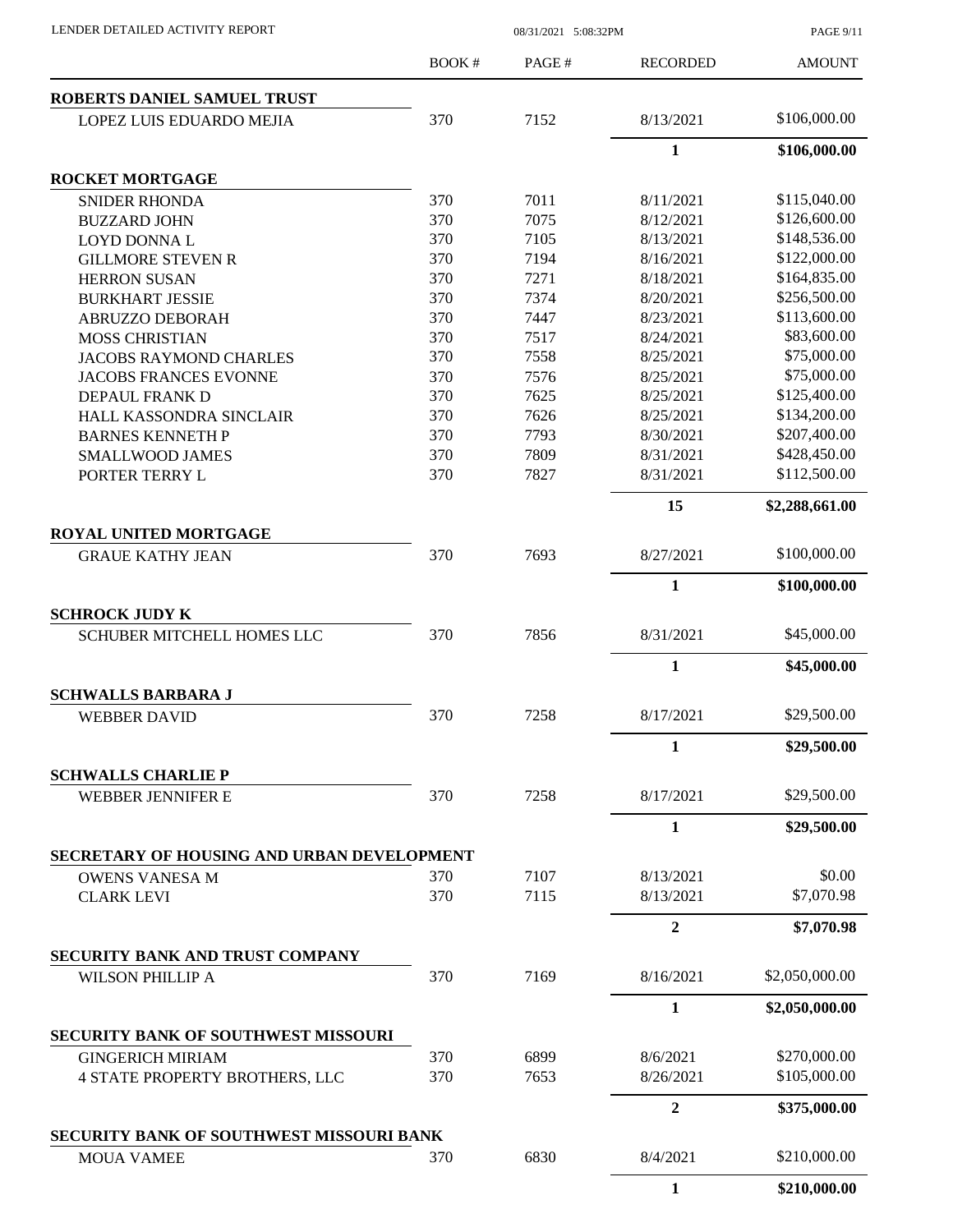| | BOOK # | PAGE # | RECORDED | AMOUNT |
|---|---|---|---|---|
| **ROBERTS DANIEL SAMUEL TRUST** | | | | |
| LOPEZ LUIS EDUARDO MEJIA | 370 | 7152 | 8/13/2021 | $106,000.00 |
| | | | **1** | **$106,000.00** |
| **ROCKET MORTGAGE** | | | | |
| SNIDER RHONDA | 370 | 7011 | 8/11/2021 | $115,040.00 |
| BUZZARD JOHN | 370 | 7075 | 8/12/2021 | $126,600.00 |
| LOYD DONNA L | 370 | 7105 | 8/13/2021 | $148,536.00 |
| GILLMORE STEVEN R | 370 | 7194 | 8/16/2021 | $122,000.00 |
| HERRON SUSAN | 370 | 7271 | 8/18/2021 | $164,835.00 |
| BURKHART JESSIE | 370 | 7374 | 8/20/2021 | $256,500.00 |
| ABRUZZO DEBORAH | 370 | 7447 | 8/23/2021 | $113,600.00 |
| MOSS CHRISTIAN | 370 | 7517 | 8/24/2021 | $83,600.00 |
| JACOBS RAYMOND CHARLES | 370 | 7558 | 8/25/2021 | $75,000.00 |
| JACOBS FRANCES EVONNE | 370 | 7576 | 8/25/2021 | $75,000.00 |
| DEPAUL FRANK D | 370 | 7625 | 8/25/2021 | $125,400.00 |
| HALL KASSONDRA SINCLAIR | 370 | 7626 | 8/25/2021 | $134,200.00 |
| BARNES KENNETH P | 370 | 7793 | 8/30/2021 | $207,400.00 |
| SMALLWOOD JAMES | 370 | 7809 | 8/31/2021 | $428,450.00 |
| PORTER TERRY L | 370 | 7827 | 8/31/2021 | $112,500.00 |
| | | | **15** | **$2,288,661.00** |
| **ROYAL UNITED MORTGAGE** | | | | |
| GRAUE KATHY JEAN | 370 | 7693 | 8/27/2021 | $100,000.00 |
| | | | **1** | **$100,000.00** |
| **SCHROCK JUDY K** | | | | |
| SCHUBER MITCHELL HOMES LLC | 370 | 7856 | 8/31/2021 | $45,000.00 |
| | | | **1** | **$45,000.00** |
| **SCHWALLS BARBARA J** | | | | |
| WEBBER DAVID | 370 | 7258 | 8/17/2021 | $29,500.00 |
| | | | **1** | **$29,500.00** |
| **SCHWALLS CHARLIE P** | | | | |
| WEBBER JENNIFER E | 370 | 7258 | 8/17/2021 | $29,500.00 |
| | | | **1** | **$29,500.00** |
| **SECRETARY OF HOUSING AND URBAN DEVELOPMENT** | | | | |
| OWENS VANESA M | 370 | 7107 | 8/13/2021 | $0.00 |
| CLARK LEVI | 370 | 7115 | 8/13/2021 | $7,070.98 |
| | | | **2** | **$7,070.98** |
| **SECURITY BANK AND TRUST COMPANY** | | | | |
| WILSON PHILLIP A | 370 | 7169 | 8/16/2021 | $2,050,000.00 |
| | | | **1** | **$2,050,000.00** |
| **SECURITY BANK OF SOUTHWEST MISSOURI** | | | | |
| GINGERICH MIRIAM | 370 | 6899 | 8/6/2021 | $270,000.00 |
| 4 STATE PROPERTY BROTHERS, LLC | 370 | 7653 | 8/26/2021 | $105,000.00 |
| | | | **2** | **$375,000.00** |
| **SECURITY BANK OF SOUTHWEST MISSOURI BANK** | | | | |
| MOUA VAMEE | 370 | 6830 | 8/4/2021 | $210,000.00 |
| | | | **1** | **$210,000.00** |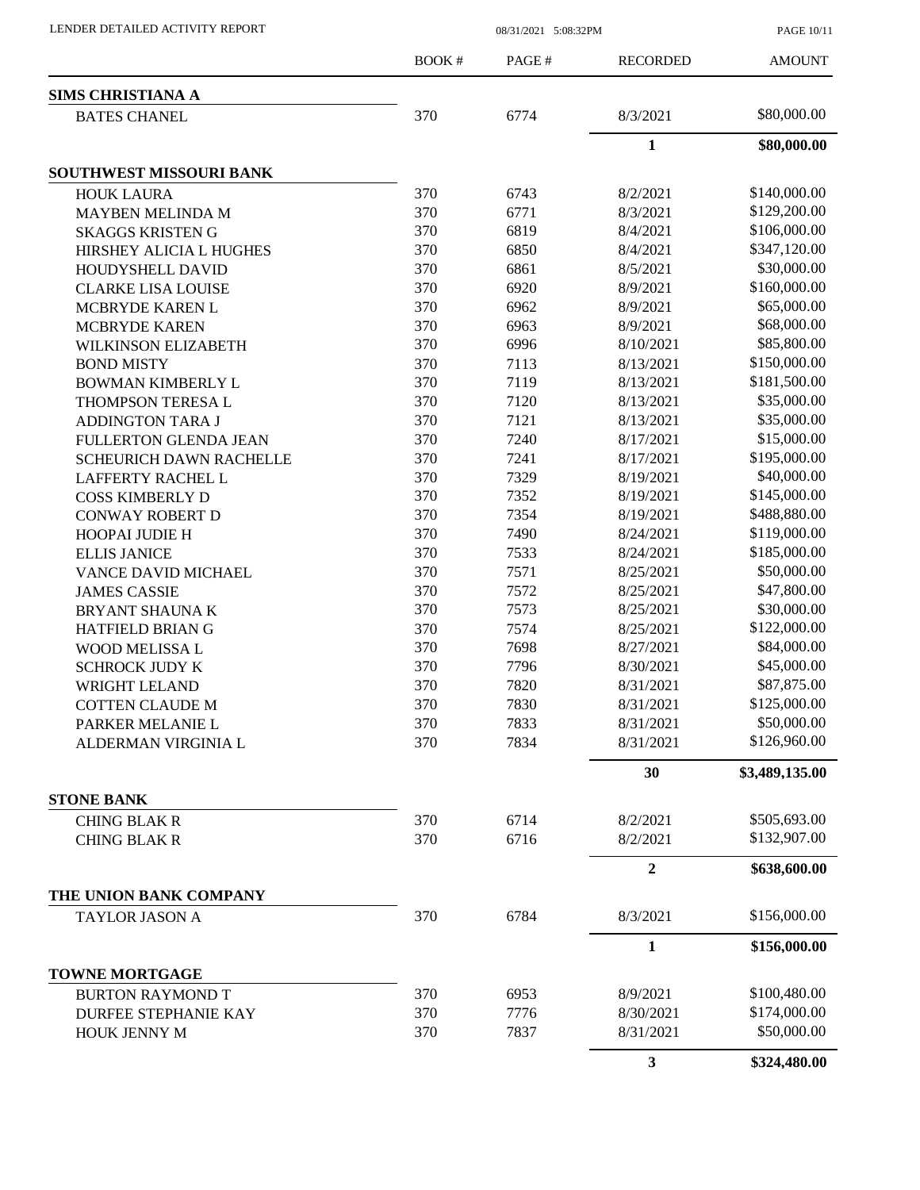| | BOOK # | PAGE # | RECORDED | AMOUNT |
|---|---|---|---|---|
| **SIMS CHRISTIANA A** | | | | |
| BATES CHANEL | 370 | 6774 | 8/3/2021 | $80,000.00 |
| | | | **1** | **$80,000.00** |
| **SOUTHWEST MISSOURI BANK** | | | | |
| HOUK LAURA | 370 | 6743 | 8/2/2021 | $140,000.00 |
| MAYBEN MELINDA M | 370 | 6771 | 8/3/2021 | $129,200.00 |
| SKAGGS KRISTEN G | 370 | 6819 | 8/4/2021 | $106,000.00 |
| HIRSHEY ALICIA L HUGHES | 370 | 6850 | 8/4/2021 | $347,120.00 |
| HOUDYSHELL DAVID | 370 | 6861 | 8/5/2021 | $30,000.00 |
| CLARKE LISA LOUISE | 370 | 6920 | 8/9/2021 | $160,000.00 |
| MCBRYDE KAREN L | 370 | 6962 | 8/9/2021 | $65,000.00 |
| MCBRYDE KAREN | 370 | 6963 | 8/9/2021 | $68,000.00 |
| WILKINSON ELIZABETH | 370 | 6996 | 8/10/2021 | $85,800.00 |
| BOND MISTY | 370 | 7113 | 8/13/2021 | $150,000.00 |
| BOWMAN KIMBERLY L | 370 | 7119 | 8/13/2021 | $181,500.00 |
| THOMPSON TERESA L | 370 | 7120 | 8/13/2021 | $35,000.00 |
| ADDINGTON TARA J | 370 | 7121 | 8/13/2021 | $35,000.00 |
| FULLERTON GLENDA JEAN | 370 | 7240 | 8/17/2021 | $15,000.00 |
| SCHEURICH DAWN RACHELLE | 370 | 7241 | 8/17/2021 | $195,000.00 |
| LAFFERTY RACHEL L | 370 | 7329 | 8/19/2021 | $40,000.00 |
| COSS KIMBERLY D | 370 | 7352 | 8/19/2021 | $145,000.00 |
| CONWAY ROBERT D | 370 | 7354 | 8/19/2021 | $488,880.00 |
| HOOPAI JUDIE H | 370 | 7490 | 8/24/2021 | $119,000.00 |
| ELLIS JANICE | 370 | 7533 | 8/24/2021 | $185,000.00 |
| VANCE DAVID MICHAEL | 370 | 7571 | 8/25/2021 | $50,000.00 |
| JAMES CASSIE | 370 | 7572 | 8/25/2021 | $47,800.00 |
| BRYANT SHAUNA K | 370 | 7573 | 8/25/2021 | $30,000.00 |
| HATFIELD BRIAN G | 370 | 7574 | 8/25/2021 | $122,000.00 |
| WOOD MELISSA L | 370 | 7698 | 8/27/2021 | $84,000.00 |
| SCHROCK JUDY K | 370 | 7796 | 8/30/2021 | $45,000.00 |
| WRIGHT LELAND | 370 | 7820 | 8/31/2021 | $87,875.00 |
| COTTEN CLAUDE M | 370 | 7830 | 8/31/2021 | $125,000.00 |
| PARKER MELANIE L | 370 | 7833 | 8/31/2021 | $50,000.00 |
| ALDERMAN VIRGINIA L | 370 | 7834 | 8/31/2021 | $126,960.00 |
| | | | **30** | **$3,489,135.00** |
| **STONE BANK** | | | | |
| CHING BLAK R | 370 | 6714 | 8/2/2021 | $505,693.00 |
| CHING BLAK R | 370 | 6716 | 8/2/2021 | $132,907.00 |
| | | | **2** | **$638,600.00** |
| **THE UNION BANK COMPANY** | | | | |
| TAYLOR JASON A | 370 | 6784 | 8/3/2021 | $156,000.00 |
| | | | **1** | **$156,000.00** |
| **TOWNE MORTGAGE** | | | | |
| BURTON RAYMOND T | 370 | 6953 | 8/9/2021 | $100,480.00 |
| DURFEE STEPHANIE KAY | 370 | 7776 | 8/30/2021 | $174,000.00 |
| HOUK JENNY M | 370 | 7837 | 8/31/2021 | $50,000.00 |
| | | | **3** | **$324,480.00** |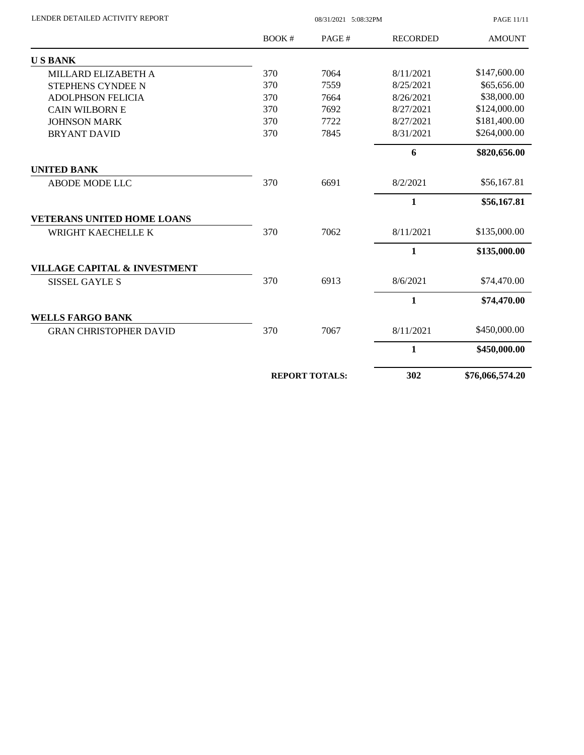| | BOOK # | PAGE # | RECORDED | AMOUNT |
|---|---|---|---|---|
| **U S BANK** | | | | |
| MILLARD ELIZABETH A | 370 | 7064 | 8/11/2021 | $147,600.00 |
| STEPHENS CYNDEE N | 370 | 7559 | 8/25/2021 | $65,656.00 |
| ADOLPHSON FELICIA | 370 | 7664 | 8/26/2021 | $38,000.00 |
| CAIN WILBORN E | 370 | 7692 | 8/27/2021 | $124,000.00 |
| JOHNSON MARK | 370 | 7722 | 8/27/2021 | $181,400.00 |
| BRYANT DAVID | 370 | 7845 | 8/31/2021 | $264,000.00 |
| | | | **6** | **$820,656.00** |
| **UNITED BANK** | | | | |
| ABODE MODE LLC | 370 | 6691 | 8/2/2021 | $56,167.81 |
| | | | **1** | **$56,167.81** |
| **VETERANS UNITED HOME LOANS** | | | | |
| WRIGHT KAECHELLE K | 370 | 7062 | 8/11/2021 | $135,000.00 |
| | | | **1** | **$135,000.00** |
| **VILLAGE CAPITAL & INVESTMENT** | | | | |
| SISSEL GAYLE S | 370 | 6913 | 8/6/2021 | $74,470.00 |
| | | | **1** | **$74,470.00** |
| **WELLS FARGO BANK** | | | | |
| GRAN CHRISTOPHER DAVID | 370 | 7067 | 8/11/2021 | $450,000.00 |
| | | | **1** | **$450,000.00** |
| | **REPORT TOTALS:** | | **302** | **$76,066,574.20** |